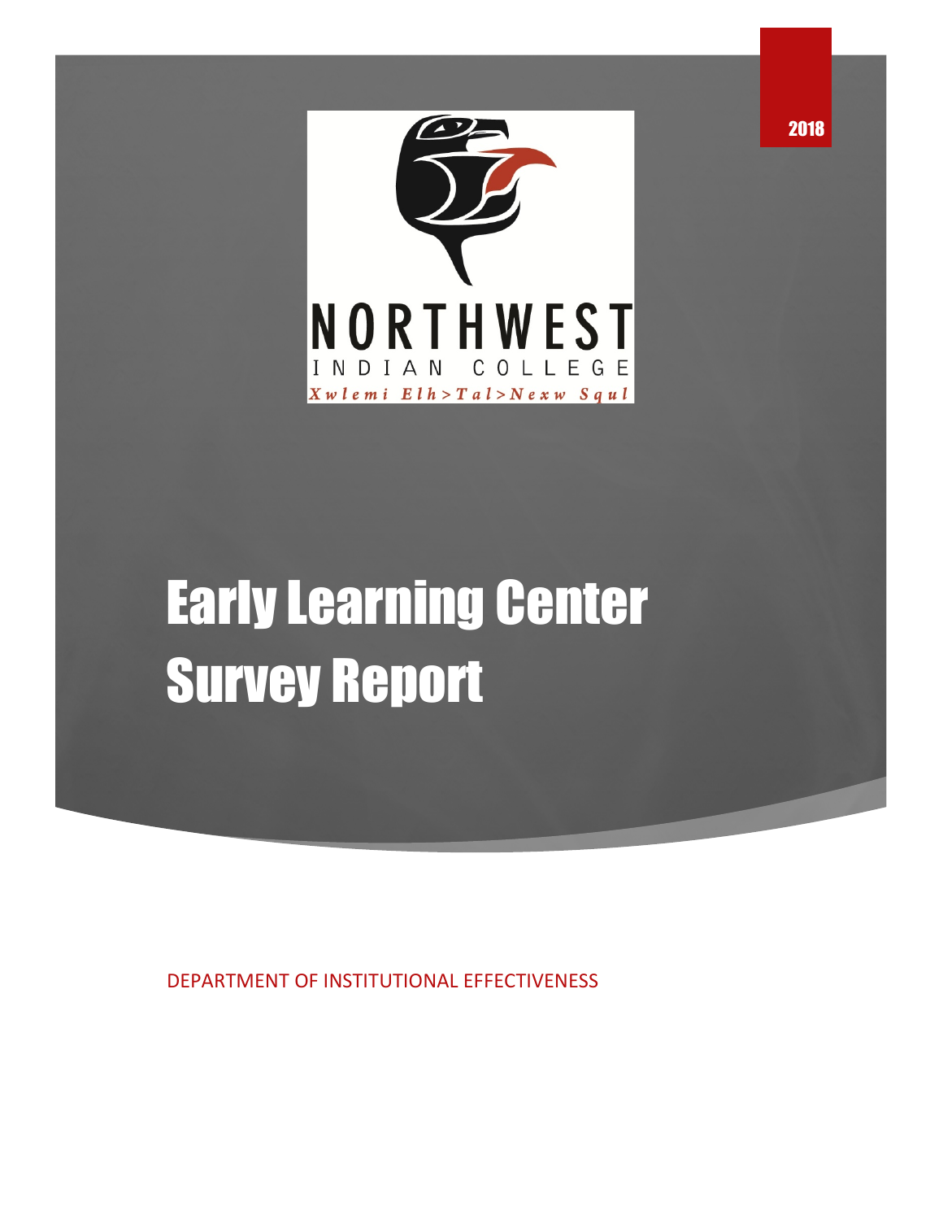2018

NORTHWEST

INDIAN COLLEGE

*Xwlemi Elh>Tal>Nexw Squl*

# Early Learning Center Survey Report

DEPARTMENT OF INSTITUTIONAL EFFECTIVENESS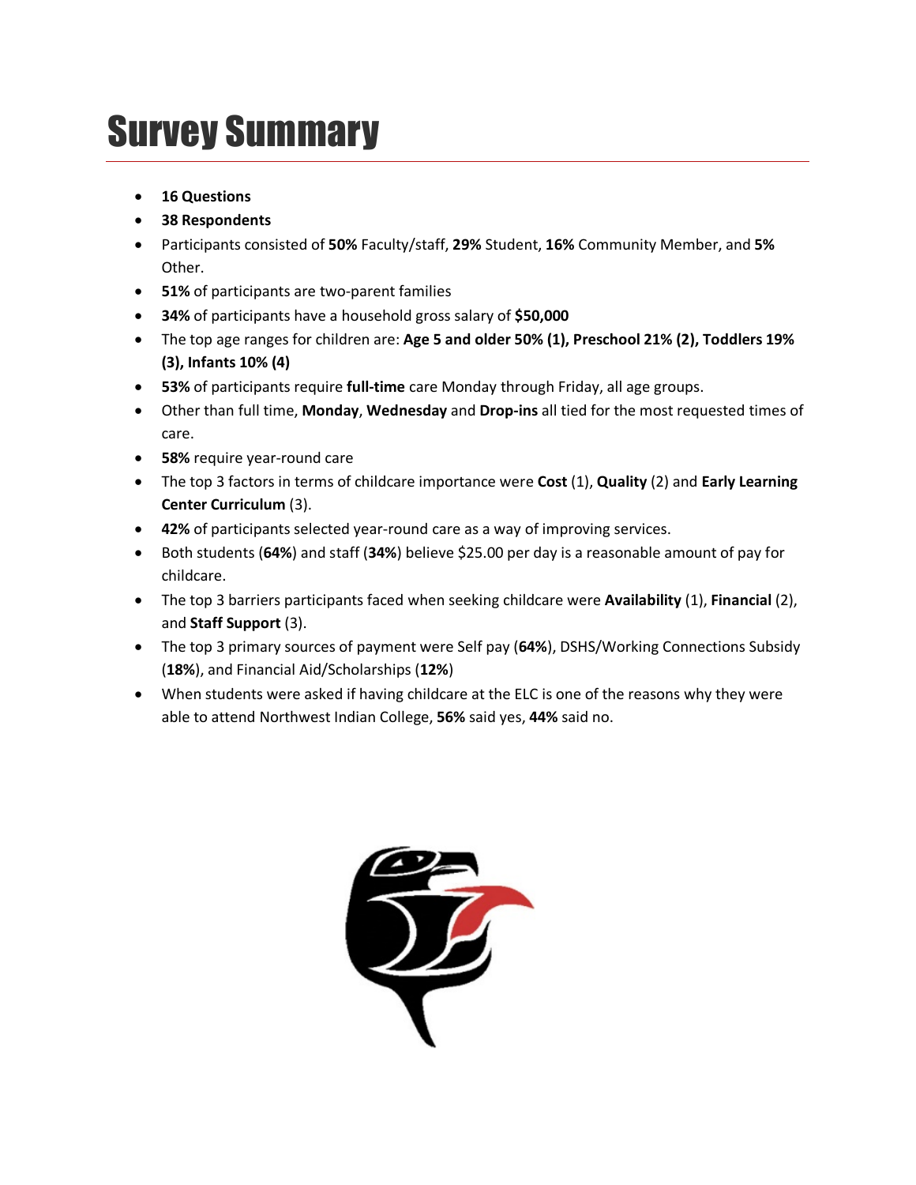# Survey Summary

- **16 Questions**
- **38 Respondents**
- Participants consisted of **50%** Faculty/staff, **29%** Student, **16%** Community Member, and **5%** Other.
- **51%** of participants are two-parent families
- **34%** of participants have a household gross salary of **$50,000**
- The top age ranges for children are: **Age 5 and older 50% (1), Preschool 21% (2), Toddlers 19% (3), Infants 10% (4)**
- **53%** of participants require **full-time** care Monday through Friday, all age groups.
- Other than full time, **Monday**, **Wednesday** and **Drop-ins** all tied for the most requested times of care.
- **58%** require year-round care
- The top 3 factors in terms of childcare importance were **Cost** (1), **Quality** (2) and **Early Learning Center Curriculum** (3).
- **42%** of participants selected year-round care as a way of improving services.
- Both students (**64%**) and staff (**34%**) believe $25.00 per day is a reasonable amount of pay for childcare.
- The top 3 barriers participants faced when seeking childcare were **Availability** (1), **Financial** (2), and **Staff Support** (3).
- The top 3 primary sources of payment were Self pay (**64%**), DSHS/Working Connections Subsidy (**18%**), and Financial Aid/Scholarships (**12%**)
- When students were asked if having childcare at the ELC is one of the reasons why they were able to attend Northwest Indian College, **56%** said yes, **44%** said no.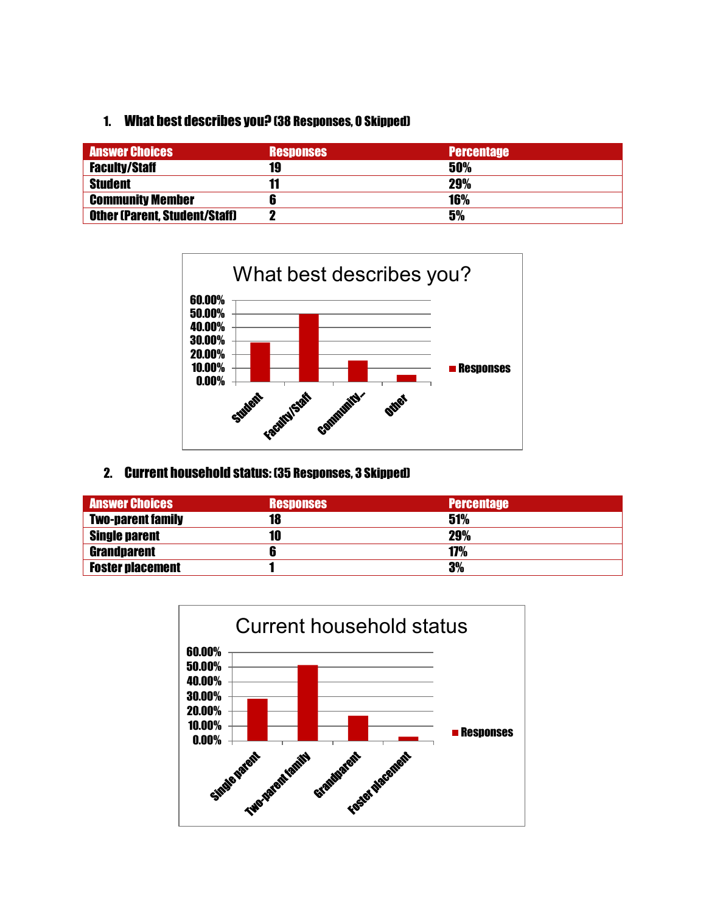1. **What best describes you? (38 Responses, 0 Skipped)**

| Answer Choices | Responses | Percentage |
|---|---|---|
| Faculty/Staff | 19 | 50% |
| Student | 11 | 29% |
| Community Member | 6 | 16% |
| Other (Parent, Student/Staff) | 2 | 5% |

2. **Current household status: (35 Responses, 3 Skipped)**

| Answer Choices | Responses | Percentage |
|---|---|---|
| Two-parent family | 18 | 51% |
| Single parent | 10 | 29% |
| Grandparent | 6 | 17% |
| Foster placement | 1 | 3% |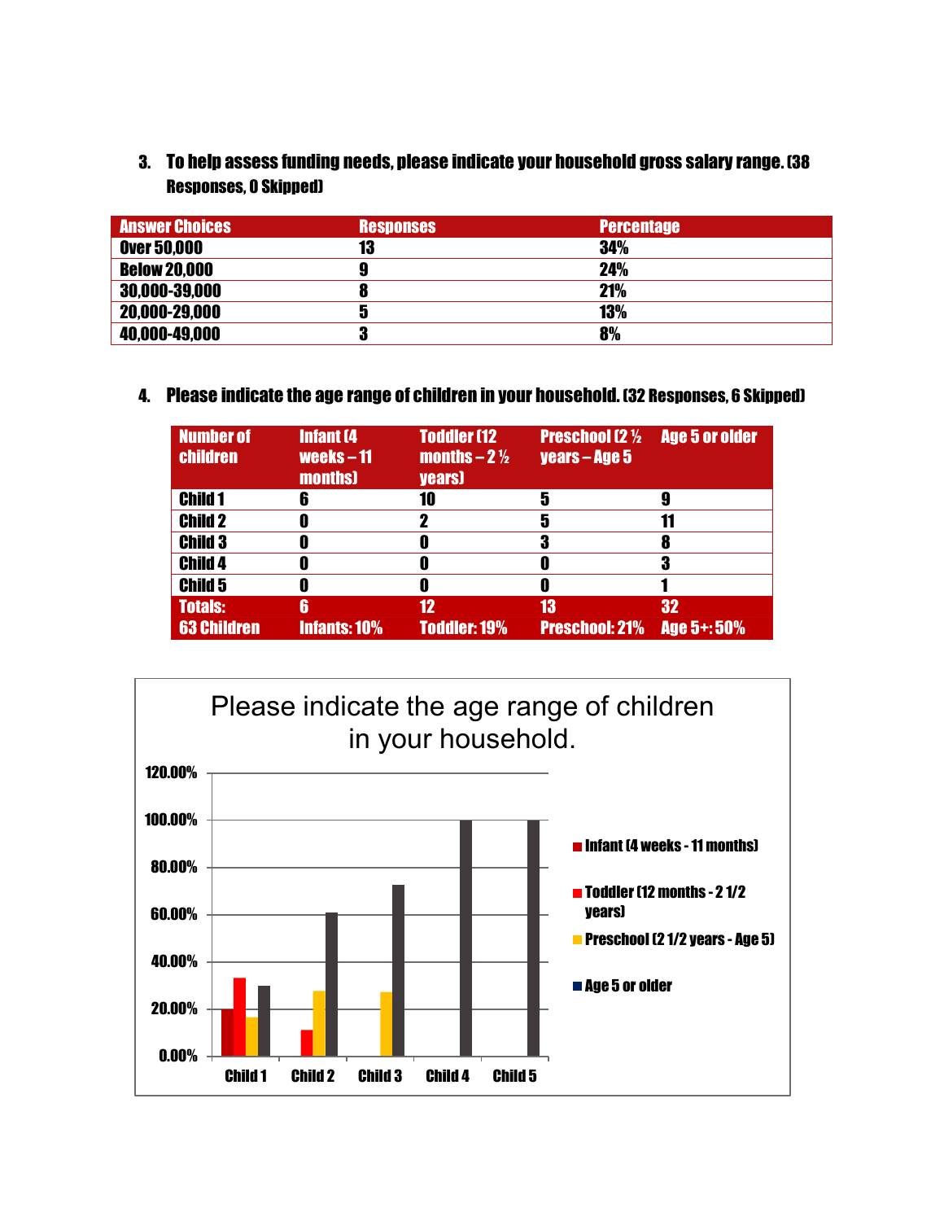3. **To help assess funding needs, please indicate your household gross salary range. (38 Responses, 0 Skipped)**

| Answer Choices | Responses | Percentage |
|---|---|---|
| Over 50,000 | 13 | 34% |
| Below 20,000 | 9 | 24% |
| 30,000-39,000 | 8 | 21% |
| 20,000-29,000 | 5 | 13% |
| 40,000-49,000 | 3 | 8% |

4. **Please indicate the age range of children in your household. (32 Responses, 6 Skipped)**

| Number of children | Infant (4 weeks – 11 months) | Toddler (12 months – 2 ½ years) | Preschool (2 ½ years – Age 5 | Age 5 or older |
|---|---|---|---|---|
| Child 1 | 6 | 10 | 5 | 9 |
| Child 2 | 0 | 2 | 5 | 11 |
| Child 3 | 0 | 0 | 3 | 8 |
| Child 4 | 0 | 0 | 0 | 3 |
| Child 5 | 0 | 0 | 0 | 1 |
| Totals: | 6 | 12 | 13 | 32 |
| 63 Children | Infants: 10% | Toddler: 19% | Preschool: 21% | Age 5+: 50% |

Please indicate the age range of children in your household.

Y-axis: 0.00%, 20.00%, 40.00%, 60.00%, 80.00%, 100.00%, 120.00%

X-axis: Child 1, Child 2, Child 3, Child 4, Child 5

Legend: Infant (4 weeks - 11 months); Toddler (12 months - 2 1/2 years); Preschool (2 1/2 years - Age 5); Age 5 or older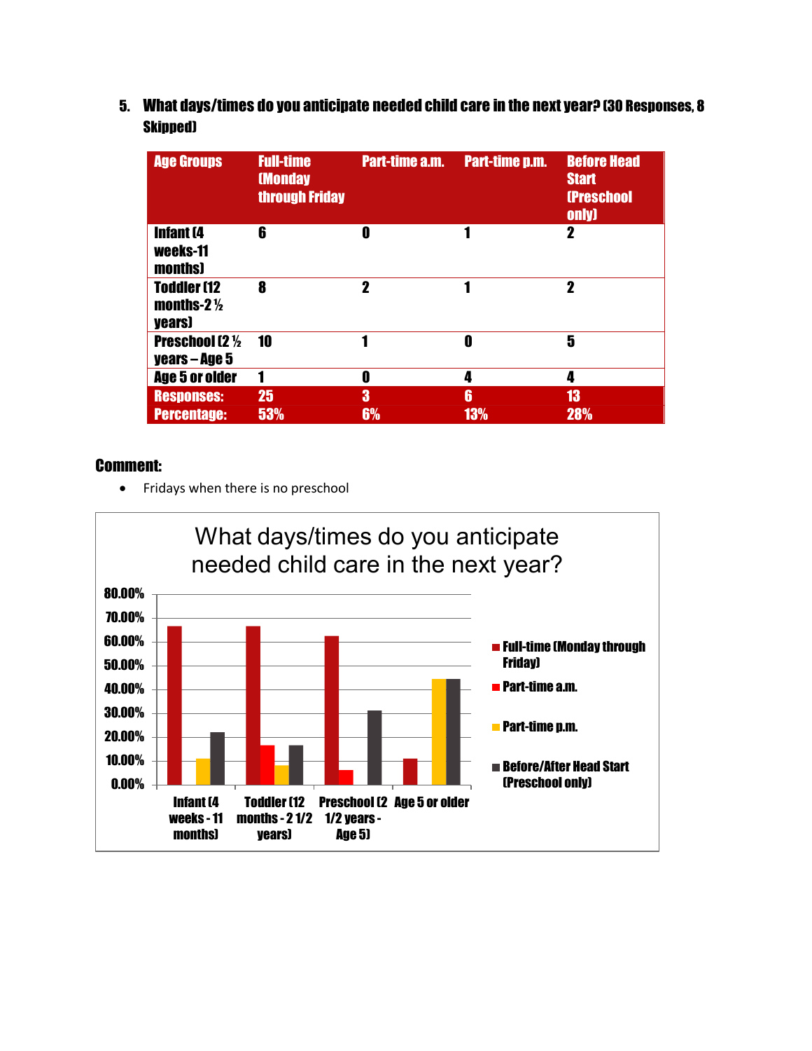5. **What days/times do you anticipate needed child care in the next year? (30 Responses, 8 Skipped)**

| Age Groups | Full-time (Monday through Friday | Part-time a.m. | Part-time p.m. | Before Head Start (Preschool only) |
|---|---|---|---|---|
| Infant (4 weeks-11 months) | 6 | 0 | 1 | 2 |
| Toddler (12 months-2 ½ years) | 8 | 2 | 1 | 2 |
| Preschool (2 ½ years – Age 5 | 10 | 1 | 0 | 5 |
| Age 5 or older | 1 | 0 | 4 | 4 |
| **Responses:** | **25** | **3** | **6** | **13** |
| **Percentage:** | **53%** | **6%** | **13%** | **28%** |

**Comment:**

- Fridays when there is no preschool

What days/times do you anticipate needed child care in the next year?

| | Full-time (Monday through Friday) | Part-time a.m. | Part-time p.m. | Before/After Head Start (Preschool only) |
|---|---|---|---|---|
| Infant (4 weeks - 11 months) | ~66% | 0% | ~11% | ~22% |
| Toddler (12 months - 2 1/2 years) | ~66% | ~16% | ~8% | ~16% |
| Preschool (2 1/2 years - Age 5) | ~62% | ~6% | 0% | ~31% |
| Age 5 or older | ~11% | 0% | ~44% | ~44% |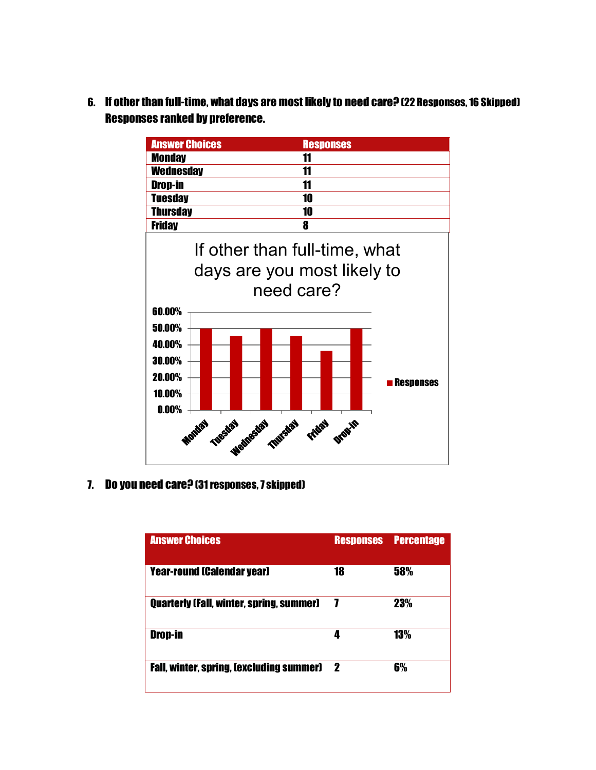6. **If other than full-time, what days are most likely to need care? (22 Responses, 16 Skipped) Responses ranked by preference.**

| Answer Choices | Responses |
|---|---|
| Monday | 11 |
| Wednesday | 11 |
| Drop-in | 11 |
| Tuesday | 10 |
| Thursday | 10 |
| Friday | 8 |

If other than full-time, what days are you most likely to need care?

| | Responses |
|---|---|
| Monday | 50.00% |
| Tuesday | 45.45% |
| Wednesday | 50.00% |
| Thursday | 45.45% |
| Friday | 36.36% |
| Drop-in | 50.00% |

7. **Do you need care? (31 responses, 7 skipped)**

| Answer Choices | Responses | Percentage |
|---|---|---|
| Year-round (Calendar year) | 18 | 58% |
| Quarterly (Fall, winter, spring, summer) | 7 | 23% |
| Drop-in | 4 | 13% |
| Fall, winter, spring, (excluding summer) | 2 | 6% |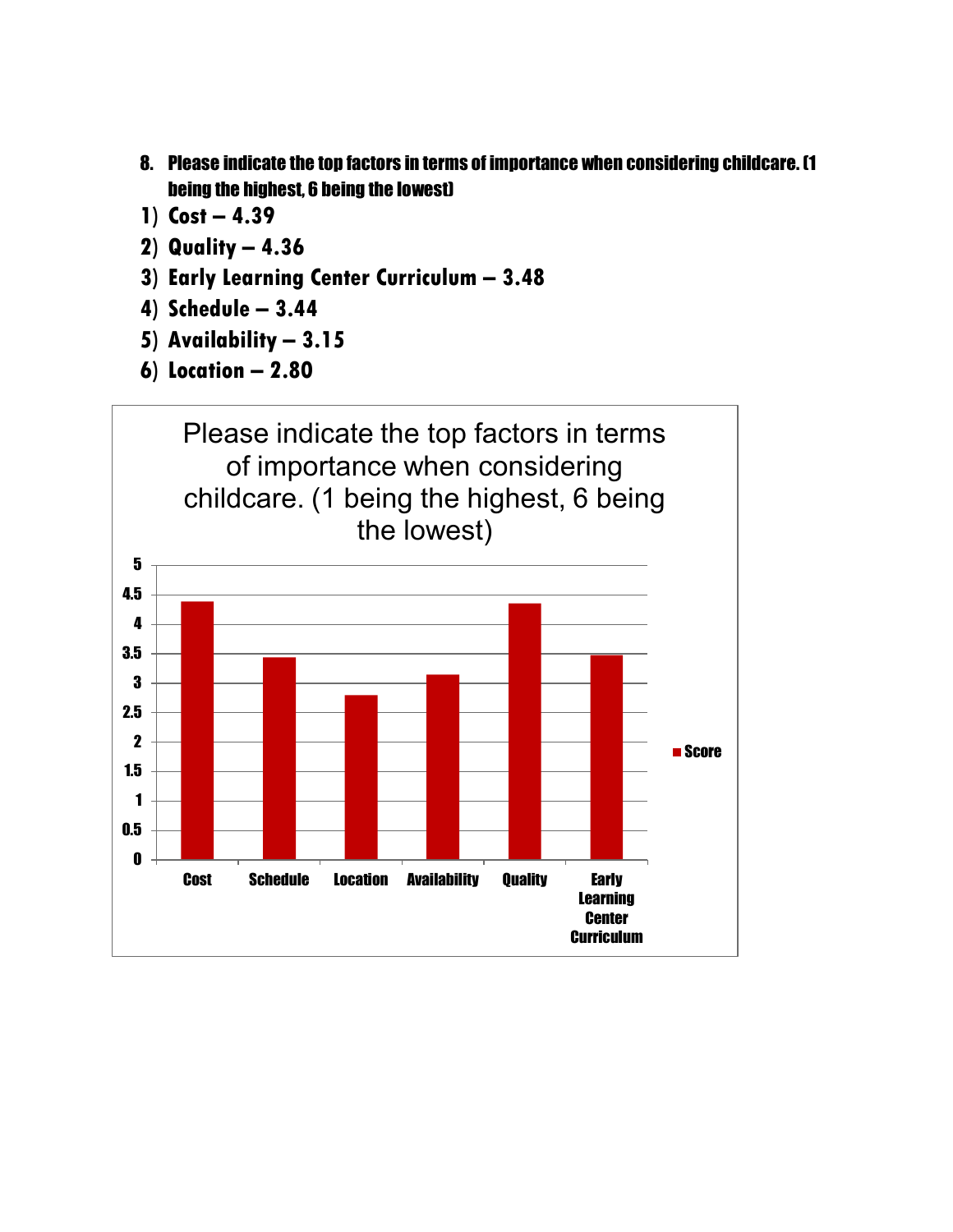8. **Please indicate the top factors in terms of importance when considering childcare. (1 being the highest, 6 being the lowest)**

1) **Cost – 4.39**
2) **Quality – 4.36**
3) **Early Learning Center Curriculum – 3.48**
4) **Schedule – 3.44**
5) **Availability – 3.15**
6) **Location – 2.80**

Please indicate the top factors in terms of importance when considering childcare. (1 being the highest, 6 being the lowest)

| | Score |
|---|---|
| Cost | 4.39 |
| Schedule | 3.44 |
| Location | 2.80 |
| Availability | 3.15 |
| Quality | 4.36 |
| Early Learning Center Curriculum | 3.48 |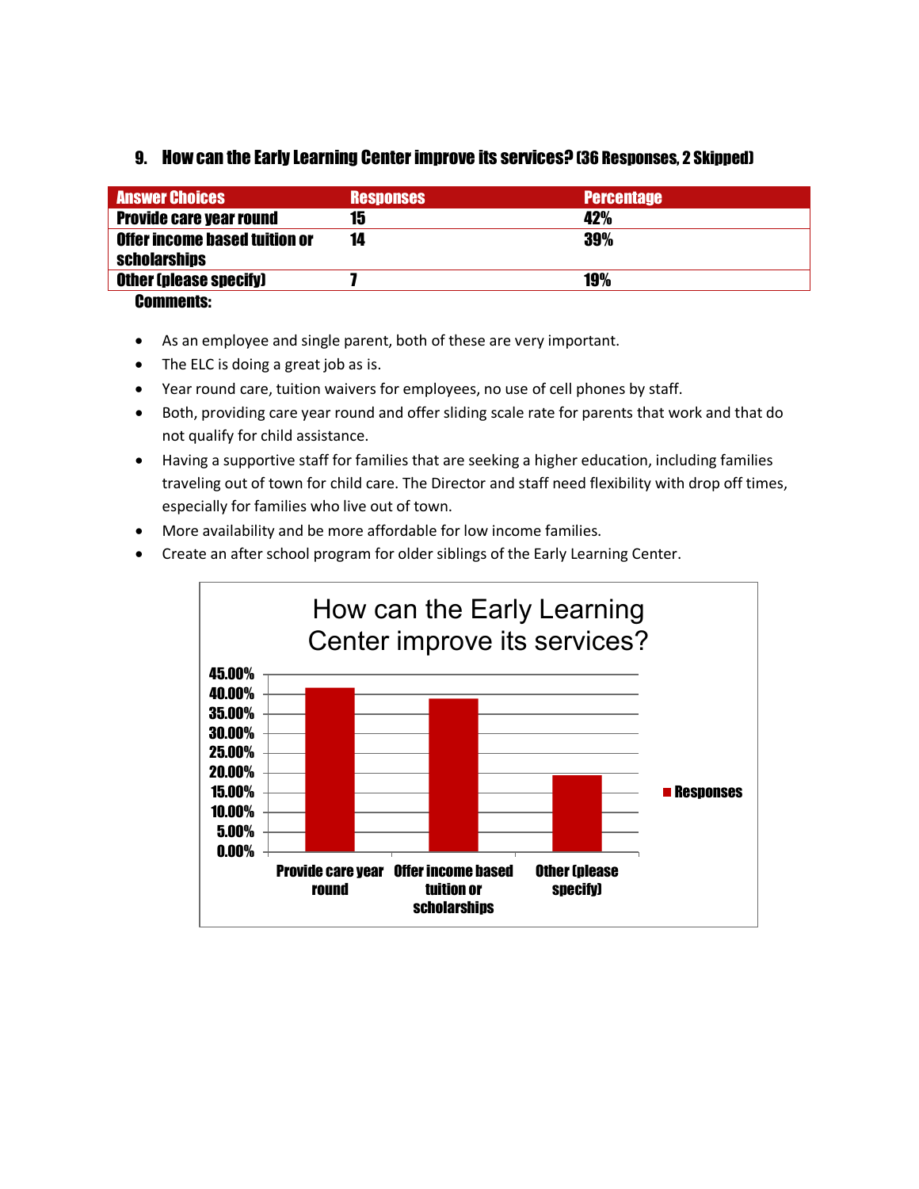## 9. How can the Early Learning Center improve its services? (36 Responses, 2 Skipped)

| Answer Choices | Responses | Percentage |
|---|---|---|
| Provide care year round | 15 | 42% |
| Offer income based tuition or scholarships | 14 | 39% |
| Other (please specify) | 7 | 19% |

**Comments:**

- As an employee and single parent, both of these are very important.
- The ELC is doing a great job as is.
- Year round care, tuition waivers for employees, no use of cell phones by staff.
- Both, providing care year round and offer sliding scale rate for parents that work and that do not qualify for child assistance.
- Having a supportive staff for families that are seeking a higher education, including families traveling out of town for child care. The Director and staff need flexibility with drop off times, especially for families who live out of town.
- More availability and be more affordable for low income families.
- Create an after school program for older siblings of the Early Learning Center.

**How can the Early Learning Center improve its services?**

| | Responses |
|---|---|
| Provide care year round | 42% |
| Offer income based tuition or scholarships | 39% |
| Other (please specify) | 19% |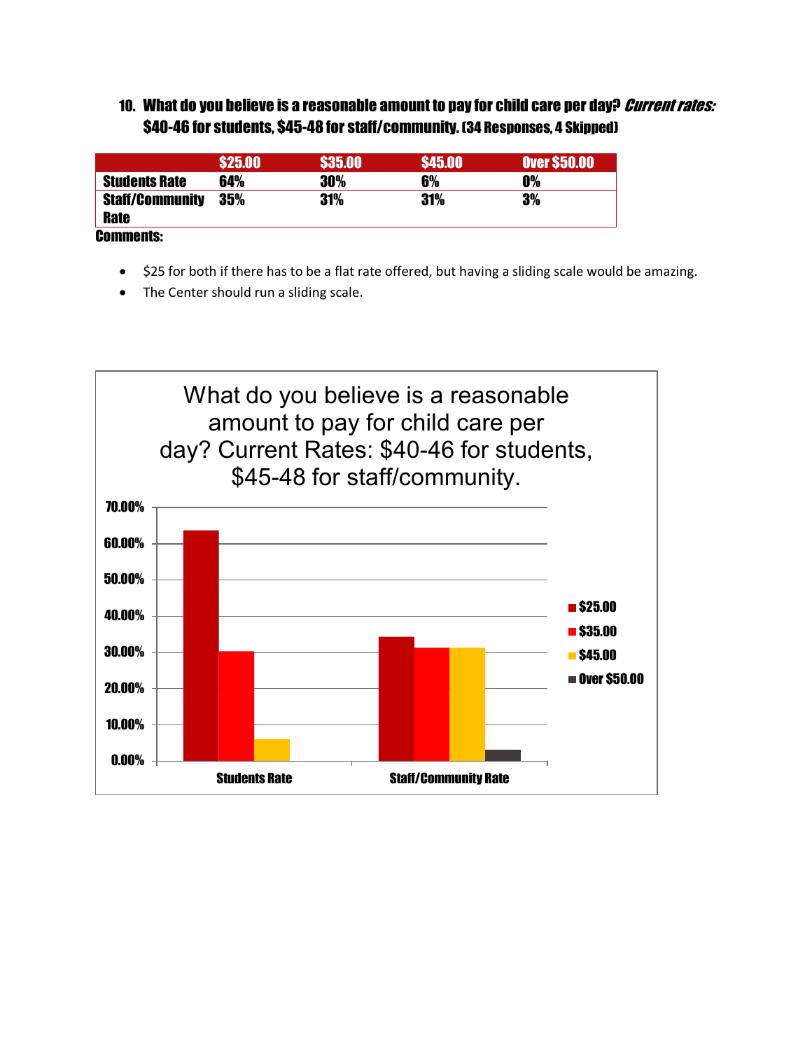### 10. What do you believe is a reasonable amount to pay for child care per day? *Current rates:* $40-46 for students, $45-48 for staff/community. (34 Responses, 4 Skipped)

| | $25.00 | $35.00 | $45.00 | Over $50.00 |
|---|---|---|---|---|
| **Students Rate** | 64% | 30% | 6% | 0% |
| **Staff/Community Rate** | 35% | 31% | 31% | 3% |

**Comments:**

- $25 for both if there has to be a flat rate offered, but having a sliding scale would be amazing.
- The Center should run a sliding scale.

What do you believe is a reasonable amount to pay for child care per day? Current Rates: $40-46 for students, $45-48 for staff/community.

| | $25.00 | $35.00 | $45.00 | Over $50.00 |
|---|---|---|---|---|
| Students Rate | 64% | 30% | 6% | 0% |
| Staff/Community Rate | 35% | 31% | 31% | 3% |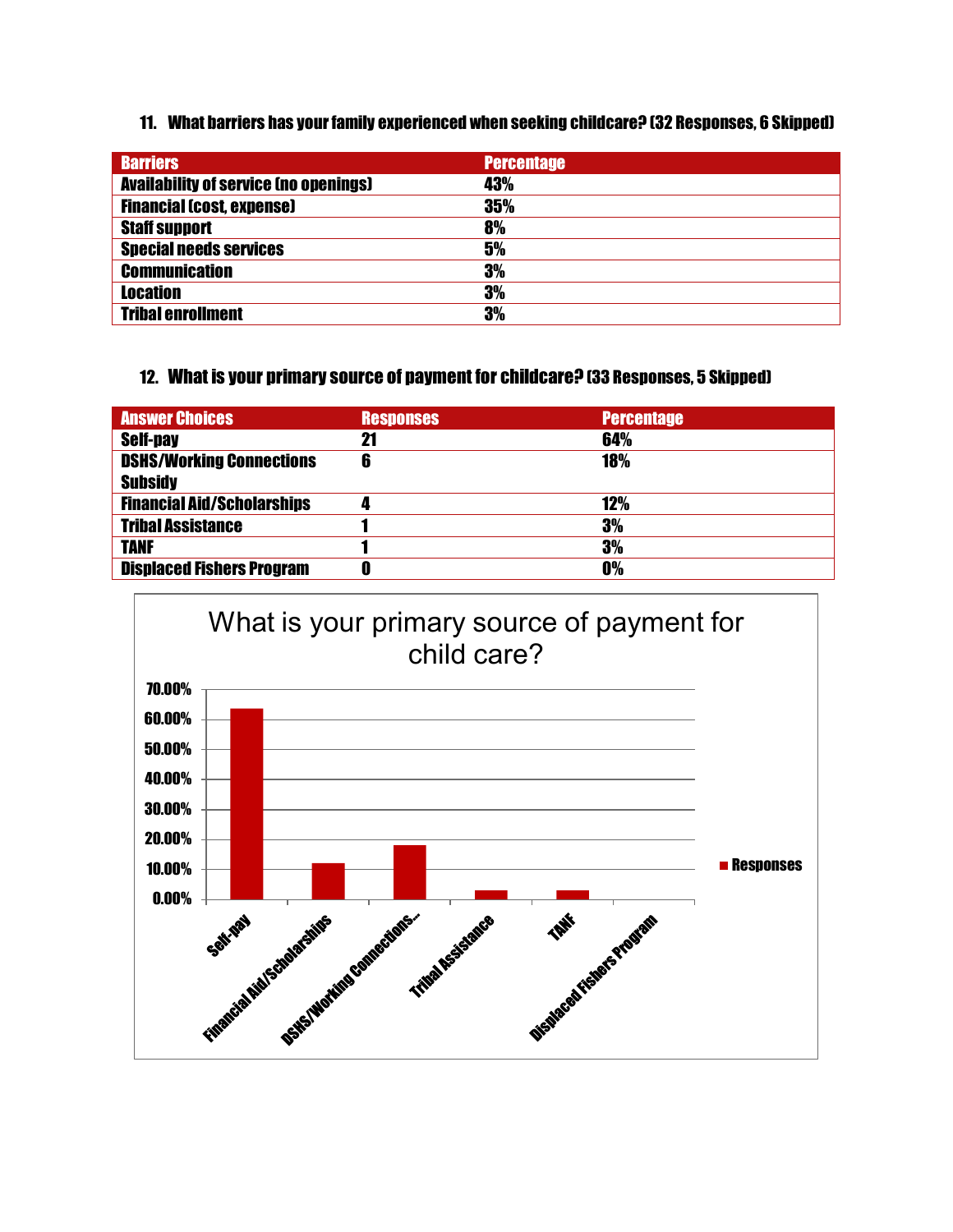**11. What barriers has your family experienced when seeking childcare? (32 Responses, 6 Skipped)**

| Barriers | Percentage |
| --- | --- |
| Availability of service (no openings) | 43% |
| Financial (cost, expense) | 35% |
| Staff support | 8% |
| Special needs services | 5% |
| Communication | 3% |
| Location | 3% |
| Tribal enrollment | 3% |

**12. What is your primary source of payment for childcare? (33 Responses, 5 Skipped)**

| Answer Choices | Responses | Percentage |
| --- | --- | --- |
| Self-pay | 21 | 64% |
| DSHS/Working Connections Subsidy | 6 | 18% |
| Financial Aid/Scholarships | 4 | 12% |
| Tribal Assistance | 1 | 3% |
| TANF | 1 | 3% |
| Displaced Fishers Program | 0 | 0% |

What is your primary source of payment for child care?

| Category | Responses |
| --- | --- |
| Self-pay | 64% |
| Financial Aid/Scholarships | 12% |
| DSHS/Working Connections... | 18% |
| Tribal Assistance | 3% |
| TANF | 3% |
| Displaced Fishers Program | 0% |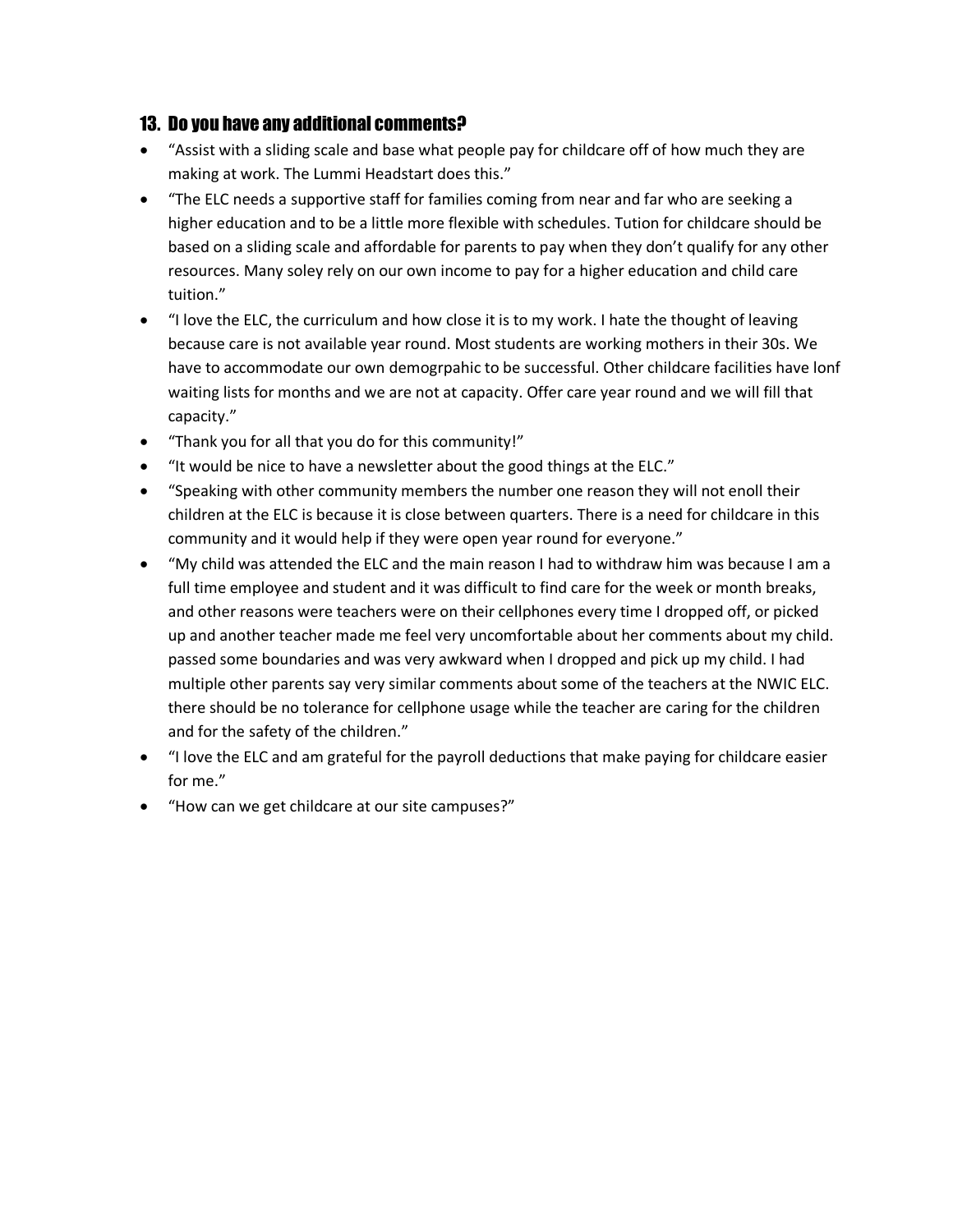### 13. Do you have any additional comments?

- "Assist with a sliding scale and base what people pay for childcare off of how much they are making at work. The Lummi Headstart does this."
- "The ELC needs a supportive staff for families coming from near and far who are seeking a higher education and to be a little more flexible with schedules. Tution for childcare should be based on a sliding scale and affordable for parents to pay when they don't qualify for any other resources. Many soley rely on our own income to pay for a higher education and child care tuition."
- "I love the ELC, the curriculum and how close it is to my work. I hate the thought of leaving because care is not available year round. Most students are working mothers in their 30s. We have to accommodate our own demogrpahic to be successful. Other childcare facilities have lonf waiting lists for months and we are not at capacity. Offer care year round and we will fill that capacity."
- "Thank you for all that you do for this community!"
- "It would be nice to have a newsletter about the good things at the ELC."
- "Speaking with other community members the number one reason they will not enoll their children at the ELC is because it is close between quarters. There is a need for childcare in this community and it would help if they were open year round for everyone."
- "My child was attended the ELC and the main reason I had to withdraw him was because I am a full time employee and student and it was difficult to find care for the week or month breaks, and other reasons were teachers were on their cellphones every time I dropped off, or picked up and another teacher made me feel very uncomfortable about her comments about my child. passed some boundaries and was very awkward when I dropped and pick up my child. I had multiple other parents say very similar comments about some of the teachers at the NWIC ELC. there should be no tolerance for cellphone usage while the teacher are caring for the children and for the safety of the children."
- "I love the ELC and am grateful for the payroll deductions that make paying for childcare easier for me."
- "How can we get childcare at our site campuses?"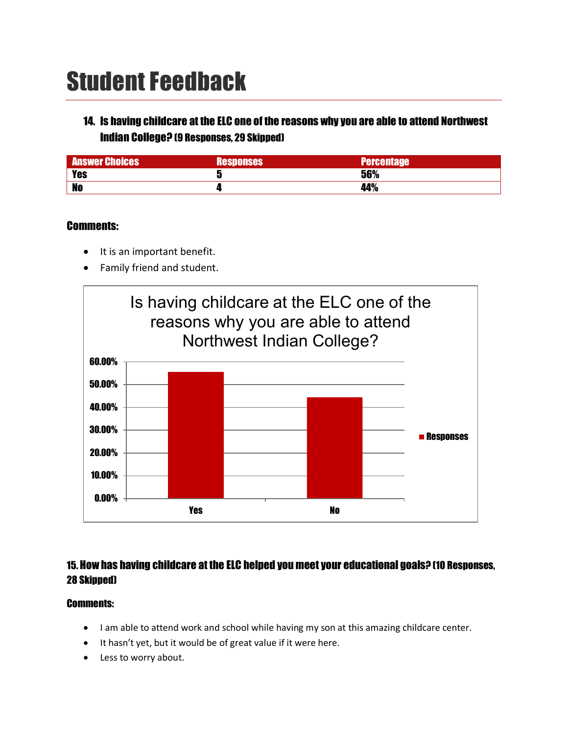# Student Feedback

### 14. Is having childcare at the ELC one of the reasons why you are able to attend Northwest Indian College? (9 Responses, 29 Skipped)

| Answer Choices | Responses | Percentage |
|---|---|---|
| Yes | 5 | 56% |
| No | 4 | 44% |

**Comments:**

- It is an important benefit.
- Family friend and student.

### 15. How has having childcare at the ELC helped you meet your educational goals? (10 Responses, 28 Skipped)

**Comments:**

- I am able to attend work and school while having my son at this amazing childcare center.
- It hasn't yet, but it would be of great value if it were here.
- Less to worry about.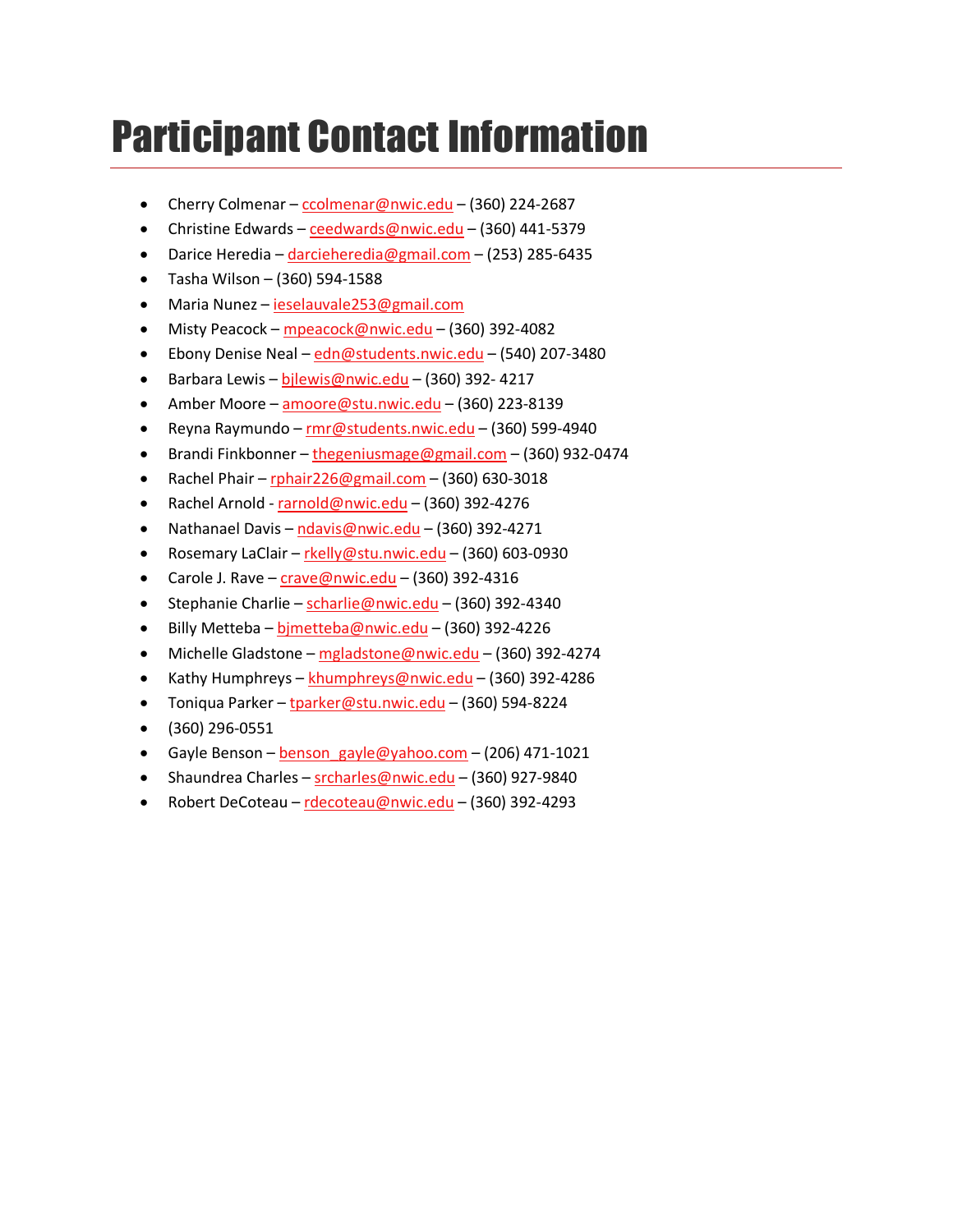# Participant Contact Information

- Cherry Colmenar – ccolmenar@nwic.edu – (360) 224-2687
- Christine Edwards – ceedwards@nwic.edu – (360) 441-5379
- Darice Heredia – darcieheredia@gmail.com – (253) 285-6435
- Tasha Wilson – (360) 594-1588
- Maria Nunez – ieselauvale253@gmail.com
- Misty Peacock – mpeacock@nwic.edu – (360) 392-4082
- Ebony Denise Neal – edn@students.nwic.edu – (540) 207-3480
- Barbara Lewis – bjlewis@nwic.edu – (360) 392- 4217
- Amber Moore – amoore@stu.nwic.edu – (360) 223-8139
- Reyna Raymundo – rmr@students.nwic.edu – (360) 599-4940
- Brandi Finkbonner – thegeniusmage@gmail.com – (360) 932-0474
- Rachel Phair – rphair226@gmail.com – (360) 630-3018
- Rachel Arnold - rarnold@nwic.edu – (360) 392-4276
- Nathanael Davis – ndavis@nwic.edu – (360) 392-4271
- Rosemary LaClair – rkelly@stu.nwic.edu – (360) 603-0930
- Carole J. Rave – crave@nwic.edu – (360) 392-4316
- Stephanie Charlie – scharlie@nwic.edu – (360) 392-4340
- Billy Metteba – bjmetteba@nwic.edu – (360) 392-4226
- Michelle Gladstone – mgladstone@nwic.edu – (360) 392-4274
- Kathy Humphreys – khumphreys@nwic.edu – (360) 392-4286
- Toniqua Parker – tparker@stu.nwic.edu – (360) 594-8224
- (360) 296-0551
- Gayle Benson – benson_gayle@yahoo.com – (206) 471-1021
- Shaundrea Charles – srcharles@nwic.edu – (360) 927-9840
- Robert DeCoteau – rdecoteau@nwic.edu – (360) 392-4293